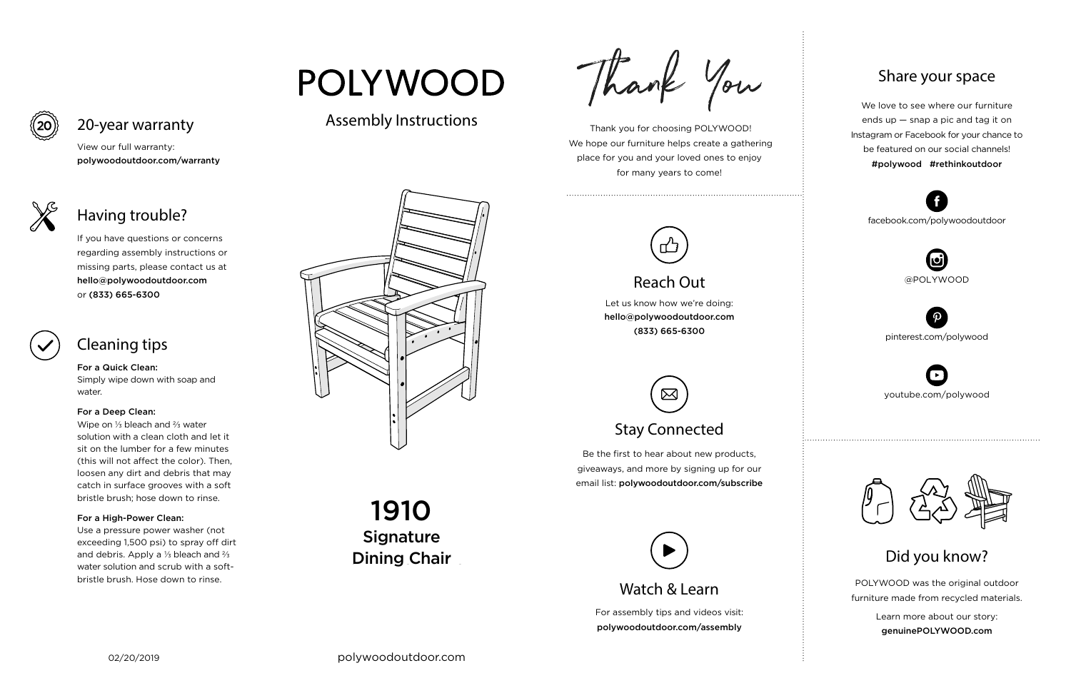# POLYWOOD

Assembly Instructions

## 1910 Signature Dining Chair

## 20-year warranty

View our full warranty:
**polywoodoutdoor.com/warranty**

## Having trouble?

If you have questions or concerns regarding assembly instructions or missing parts, please contact us at **hello@polywoodoutdoor.com** or **(833) 665-6300**

## Cleaning tips

**For a Quick Clean:**
Simply wipe down with soap and water.

**For a Deep Clean:**
Wipe on ⅓ bleach and ⅔ water solution with a clean cloth and let it sit on the lumber for a few minutes (this will not affect the color). Then, loosen any dirt and debris that may catch in surface grooves with a soft bristle brush; hose down to rinse.

**For a High-Power Clean:**
Use a pressure power washer (not exceeding 1,500 psi) to spray off dirt and debris. Apply a ⅓ bleach and ⅔ water solution and scrub with a soft-bristle brush. Hose down to rinse.

02/20/2019

polywoodoutdoor.com

# Thank You

Thank you for choosing POLYWOOD! We hope our furniture helps create a gathering place for you and your loved ones to enjoy for many years to come!

## Reach Out

Let us know how we're doing:
**hello@polywoodoutdoor.com**
**(833) 665-6300**

## Stay Connected

Be the first to hear about new products, giveaways, and more by signing up for our email list: **polywoodoutdoor.com/subscribe**

## Watch & Learn

For assembly tips and videos visit:
**polywoodoutdoor.com/assembly**

## Share your space

We love to see where our furniture ends up — snap a pic and tag it on Instagram or Facebook for your chance to be featured on our social channels!
**#polywood #rethinkoutdoor**

facebook.com/polywoodoutdoor

@POLYWOOD

pinterest.com/polywood

youtube.com/polywood

## Did you know?

POLYWOOD was the original outdoor furniture made from recycled materials.

Learn more about our story:
**genuinePOLYWOOD.com**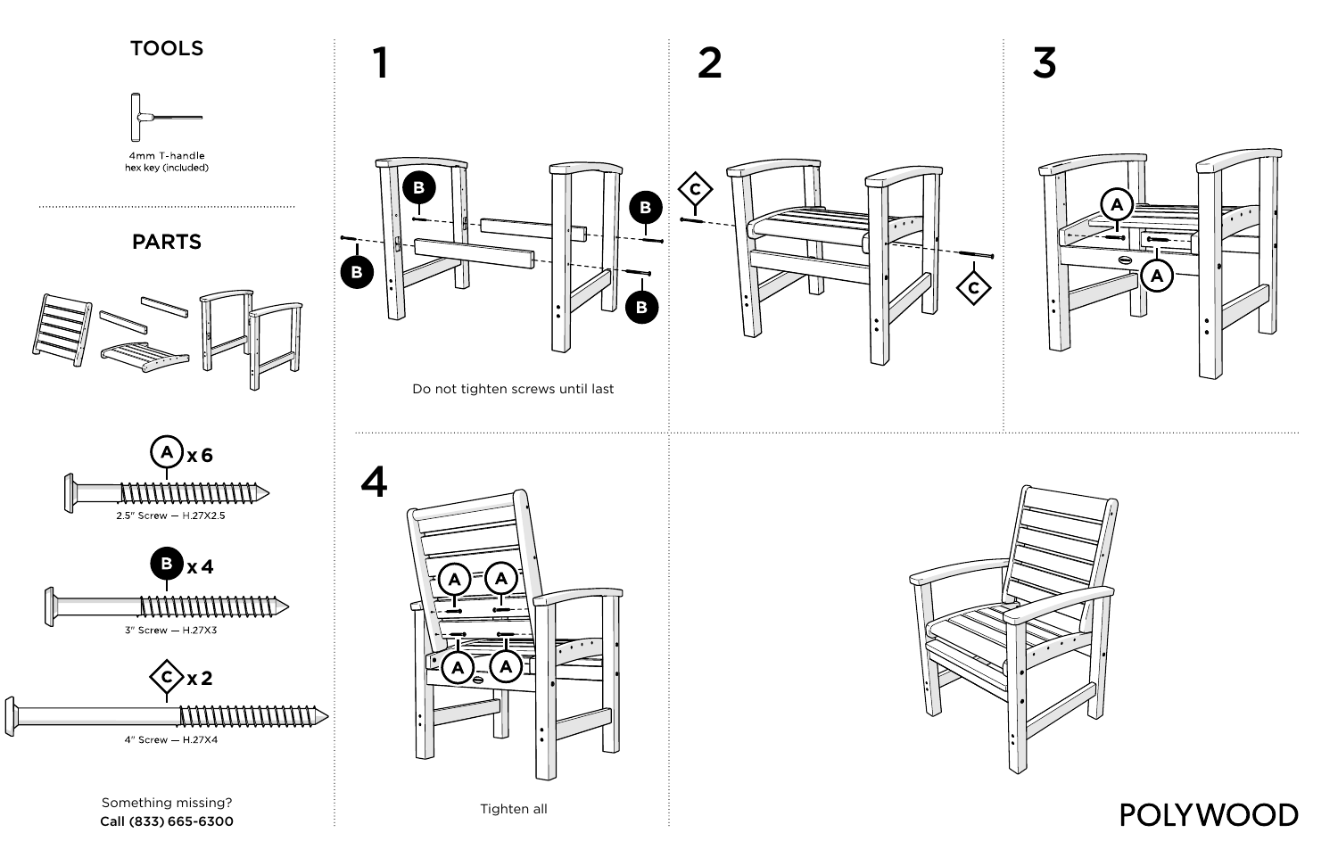## TOOLS

4mm T-handle hex key (included)

## PARTS

A x 6

2.5" Screw — H.27X2.5

B x 4

3" Screw — H.27X3

C x 2

4" Screw — H.27X4

Something missing?
**Call (833) 665-6300**

## 1

B

B

B

B

Do not tighten screws until last

## 2

C

C

## 3

A

A

## 4

A

A

A

A

Tighten all

POLYWOOD